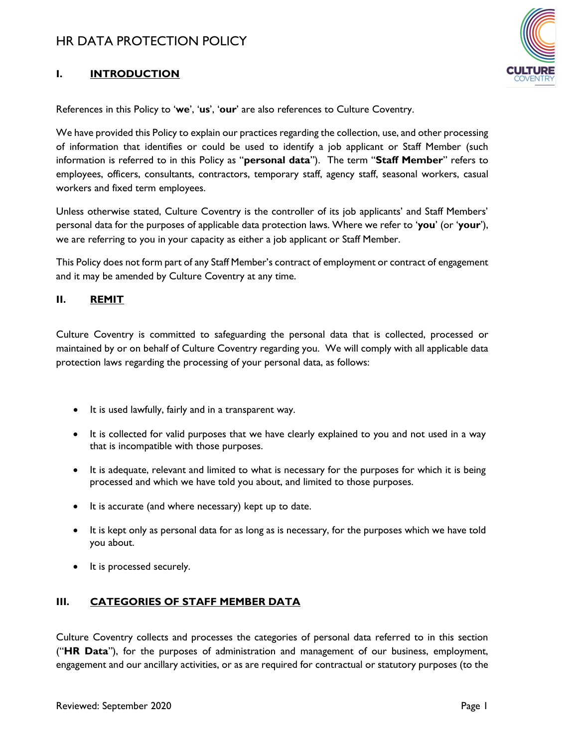# HR DATA PROTECTION POLICY

## I. INTRODUCTION

References in this Policy to '**we**', '**us**', '**our**' are also references to Culture Coventry.

We have provided this Policy to explain our practices regarding the collection, use, and other processing of information that identifies or could be used to identify a job applicant or Staff Member (such information is referred to in this Policy as "**personal data**"). The term "**Staff Member**" refers to employees, officers, consultants, contractors, temporary staff, agency staff, seasonal workers, casual workers and fixed term employees.

Unless otherwise stated, Culture Coventry is the controller of its job applicants' and Staff Members' personal data for the purposes of applicable data protection laws. Where we refer to '**you**' (or '**your**'), we are referring to you in your capacity as either a job applicant or Staff Member.

This Policy does not form part of any Staff Member's contract of employment or contract of engagement and it may be amended by Culture Coventry at any time.

## II. REMIT

Culture Coventry is committed to safeguarding the personal data that is collected, processed or maintained by or on behalf of Culture Coventry regarding you. We will comply with all applicable data protection laws regarding the processing of your personal data, as follows:

- It is used lawfully, fairly and in a transparent way.
- It is collected for valid purposes that we have clearly explained to you and not used in a way that is incompatible with those purposes.
- It is adequate, relevant and limited to what is necessary for the purposes for which it is being processed and which we have told you about, and limited to those purposes.
- It is accurate (and where necessary) kept up to date.
- It is kept only as personal data for as long as is necessary, for the purposes which we have told you about.
- It is processed securely.

## III. CATEGORIES OF STAFF MEMBER DATA

Culture Coventry collects and processes the categories of personal data referred to in this section ("**HR Data**"), for the purposes of administration and management of our business, employment, engagement and our ancillary activities, or as are required for contractual or statutory purposes (to the

Reviewed: September 2020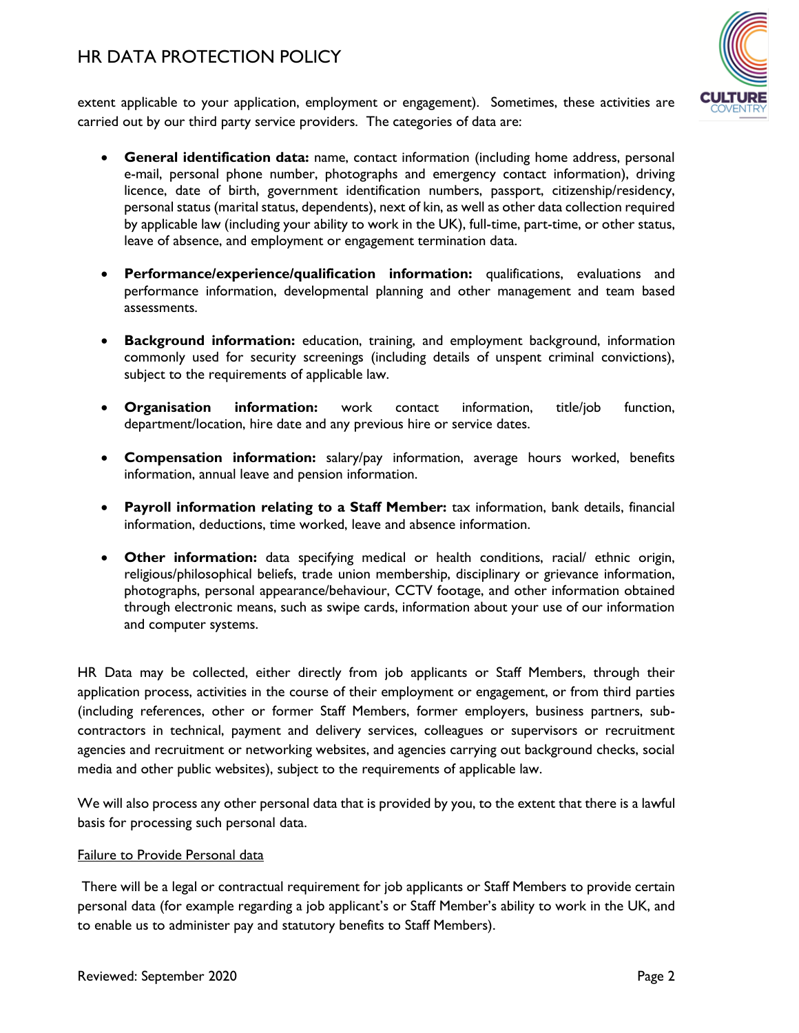extent applicable to your application, employment or engagement). Sometimes, these activities are carried out by our third party service providers. The categories of data are:

- **General identification data:** name, contact information (including home address, personal e-mail, personal phone number, photographs and emergency contact information), driving licence, date of birth, government identification numbers, passport, citizenship/residency, personal status (marital status, dependents), next of kin, as well as other data collection required by applicable law (including your ability to work in the UK), full-time, part-time, or other status, leave of absence, and employment or engagement termination data.

- **Performance/experience/qualification information:** qualifications, evaluations and performance information, developmental planning and other management and team based assessments.

- **Background information:** education, training, and employment background, information commonly used for security screenings (including details of unspent criminal convictions), subject to the requirements of applicable law.

- **Organisation information:** work contact information, title/job function, department/location, hire date and any previous hire or service dates.

- **Compensation information:** salary/pay information, average hours worked, benefits information, annual leave and pension information.

- **Payroll information relating to a Staff Member:** tax information, bank details, financial information, deductions, time worked, leave and absence information.

- **Other information:** data specifying medical or health conditions, racial/ ethnic origin, religious/philosophical beliefs, trade union membership, disciplinary or grievance information, photographs, personal appearance/behaviour, CCTV footage, and other information obtained through electronic means, such as swipe cards, information about your use of our information and computer systems.

HR Data may be collected, either directly from job applicants or Staff Members, through their application process, activities in the course of their employment or engagement, or from third parties (including references, other or former Staff Members, former employers, business partners, sub-contractors in technical, payment and delivery services, colleagues or supervisors or recruitment agencies and recruitment or networking websites, and agencies carrying out background checks, social media and other public websites), subject to the requirements of applicable law.

We will also process any other personal data that is provided by you, to the extent that there is a lawful basis for processing such personal data.

<u>Failure to Provide Personal data</u>

There will be a legal or contractual requirement for job applicants or Staff Members to provide certain personal data (for example regarding a job applicant's or Staff Member's ability to work in the UK, and to enable us to administer pay and statutory benefits to Staff Members).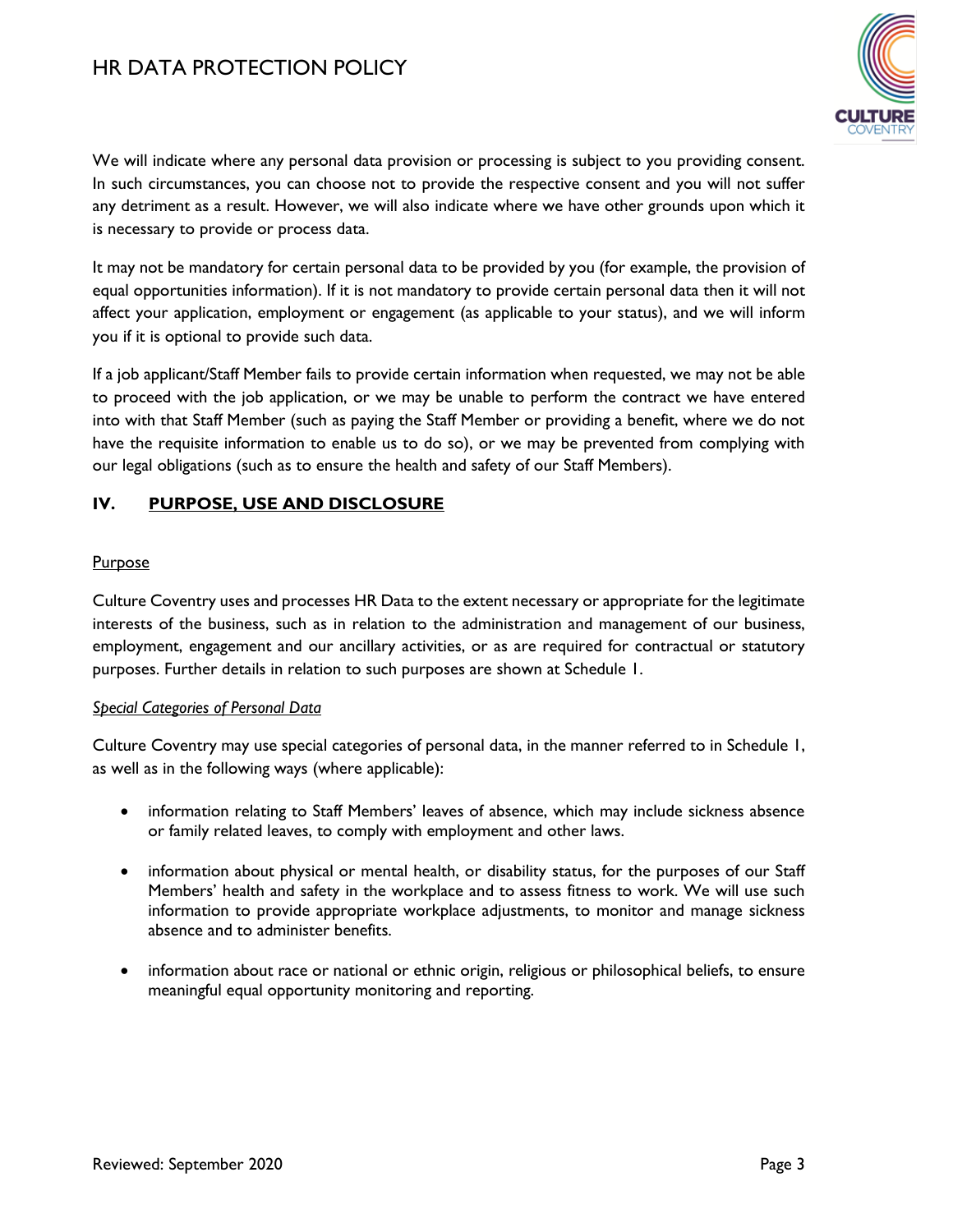We will indicate where any personal data provision or processing is subject to you providing consent. In such circumstances, you can choose not to provide the respective consent and you will not suffer any detriment as a result. However, we will also indicate where we have other grounds upon which it is necessary to provide or process data.

It may not be mandatory for certain personal data to be provided by you (for example, the provision of equal opportunities information). If it is not mandatory to provide certain personal data then it will not affect your application, employment or engagement (as applicable to your status), and we will inform you if it is optional to provide such data.

If a job applicant/Staff Member fails to provide certain information when requested, we may not be able to proceed with the job application, or we may be unable to perform the contract we have entered into with that Staff Member (such as paying the Staff Member or providing a benefit, where we do not have the requisite information to enable us to do so), or we may be prevented from complying with our legal obligations (such as to ensure the health and safety of our Staff Members).

## IV. PURPOSE, USE AND DISCLOSURE

### Purpose

Culture Coventry uses and processes HR Data to the extent necessary or appropriate for the legitimate interests of the business, such as in relation to the administration and management of our business, employment, engagement and our ancillary activities, or as are required for contractual or statutory purposes. Further details in relation to such purposes are shown at Schedule 1.

#### *Special Categories of Personal Data*

Culture Coventry may use special categories of personal data, in the manner referred to in Schedule 1, as well as in the following ways (where applicable):

- information relating to Staff Members' leaves of absence, which may include sickness absence or family related leaves, to comply with employment and other laws.
- information about physical or mental health, or disability status, for the purposes of our Staff Members' health and safety in the workplace and to assess fitness to work. We will use such information to provide appropriate workplace adjustments, to monitor and manage sickness absence and to administer benefits.
- information about race or national or ethnic origin, religious or philosophical beliefs, to ensure meaningful equal opportunity monitoring and reporting.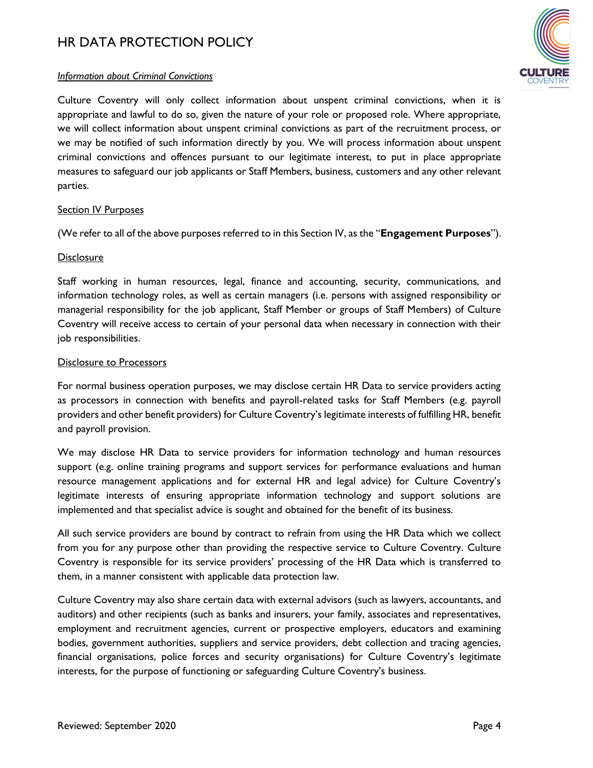*Information about Criminal Convictions*

Culture Coventry will only collect information about unspent criminal convictions, when it is appropriate and lawful to do so, given the nature of your role or proposed role. Where appropriate, we will collect information about unspent criminal convictions as part of the recruitment process, or we may be notified of such information directly by you. We will process information about unspent criminal convictions and offences pursuant to our legitimate interest, to put in place appropriate measures to safeguard our job applicants or Staff Members, business, customers and any other relevant parties.

Section IV Purposes

(We refer to all of the above purposes referred to in this Section IV, as the "**Engagement Purposes**").

Disclosure

Staff working in human resources, legal, finance and accounting, security, communications, and information technology roles, as well as certain managers (i.e. persons with assigned responsibility or managerial responsibility for the job applicant, Staff Member or groups of Staff Members) of Culture Coventry will receive access to certain of your personal data when necessary in connection with their job responsibilities.

Disclosure to Processors

For normal business operation purposes, we may disclose certain HR Data to service providers acting as processors in connection with benefits and payroll-related tasks for Staff Members (e.g. payroll providers and other benefit providers) for Culture Coventry's legitimate interests of fulfilling HR, benefit and payroll provision.

We may disclose HR Data to service providers for information technology and human resources support (e.g. online training programs and support services for performance evaluations and human resource management applications and for external HR and legal advice) for Culture Coventry's legitimate interests of ensuring appropriate information technology and support solutions are implemented and that specialist advice is sought and obtained for the benefit of its business.

All such service providers are bound by contract to refrain from using the HR Data which we collect from you for any purpose other than providing the respective service to Culture Coventry. Culture Coventry is responsible for its service providers' processing of the HR Data which is transferred to them, in a manner consistent with applicable data protection law.

Culture Coventry may also share certain data with external advisors (such as lawyers, accountants, and auditors) and other recipients (such as banks and insurers, your family, associates and representatives, employment and recruitment agencies, current or prospective employers, educators and examining bodies, government authorities, suppliers and service providers, debt collection and tracing agencies, financial organisations, police forces and security organisations) for Culture Coventry's legitimate interests, for the purpose of functioning or safeguarding Culture Coventry's business.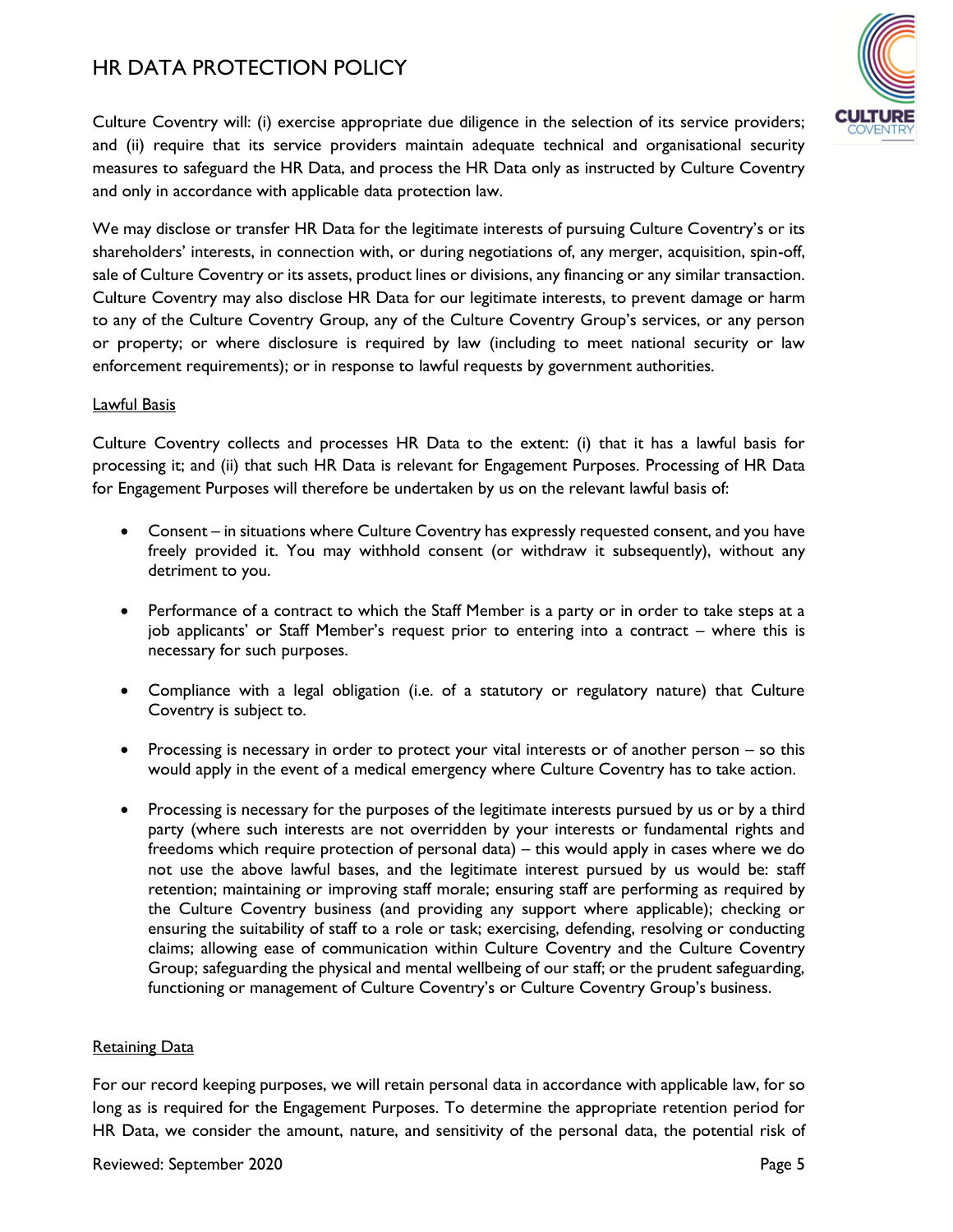Culture Coventry will: (i) exercise appropriate due diligence in the selection of its service providers; and (ii) require that its service providers maintain adequate technical and organisational security measures to safeguard the HR Data, and process the HR Data only as instructed by Culture Coventry and only in accordance with applicable data protection law.

We may disclose or transfer HR Data for the legitimate interests of pursuing Culture Coventry's or its shareholders' interests, in connection with, or during negotiations of, any merger, acquisition, spin-off, sale of Culture Coventry or its assets, product lines or divisions, any financing or any similar transaction. Culture Coventry may also disclose HR Data for our legitimate interests, to prevent damage or harm to any of the Culture Coventry Group, any of the Culture Coventry Group's services, or any person or property; or where disclosure is required by law (including to meet national security or law enforcement requirements); or in response to lawful requests by government authorities.

<u>Lawful Basis</u>

Culture Coventry collects and processes HR Data to the extent: (i) that it has a lawful basis for processing it; and (ii) that such HR Data is relevant for Engagement Purposes. Processing of HR Data for Engagement Purposes will therefore be undertaken by us on the relevant lawful basis of:

- Consent – in situations where Culture Coventry has expressly requested consent, and you have freely provided it. You may withhold consent (or withdraw it subsequently), without any detriment to you.
- Performance of a contract to which the Staff Member is a party or in order to take steps at a job applicants' or Staff Member's request prior to entering into a contract – where this is necessary for such purposes.
- Compliance with a legal obligation (i.e. of a statutory or regulatory nature) that Culture Coventry is subject to.
- Processing is necessary in order to protect your vital interests or of another person – so this would apply in the event of a medical emergency where Culture Coventry has to take action.
- Processing is necessary for the purposes of the legitimate interests pursued by us or by a third party (where such interests are not overridden by your interests or fundamental rights and freedoms which require protection of personal data) – this would apply in cases where we do not use the above lawful bases, and the legitimate interest pursued by us would be: staff retention; maintaining or improving staff morale; ensuring staff are performing as required by the Culture Coventry business (and providing any support where applicable); checking or ensuring the suitability of staff to a role or task; exercising, defending, resolving or conducting claims; allowing ease of communication within Culture Coventry and the Culture Coventry Group; safeguarding the physical and mental wellbeing of our staff; or the prudent safeguarding, functioning or management of Culture Coventry's or Culture Coventry Group's business.

<u>Retaining Data</u>

For our record keeping purposes, we will retain personal data in accordance with applicable law, for so long as is required for the Engagement Purposes. To determine the appropriate retention period for HR Data, we consider the amount, nature, and sensitivity of the personal data, the potential risk of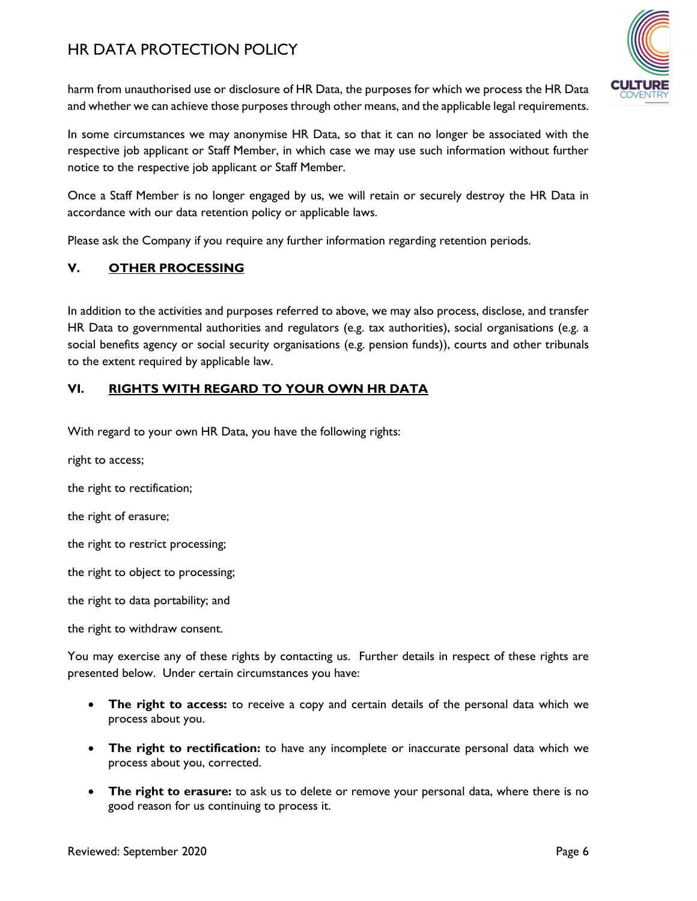harm from unauthorised use or disclosure of HR Data, the purposes for which we process the HR Data and whether we can achieve those purposes through other means, and the applicable legal requirements.

In some circumstances we may anonymise HR Data, so that it can no longer be associated with the respective job applicant or Staff Member, in which case we may use such information without further notice to the respective job applicant or Staff Member.

Once a Staff Member is no longer engaged by us, we will retain or securely destroy the HR Data in accordance with our data retention policy or applicable laws.

Please ask the Company if you require any further information regarding retention periods.

## V. OTHER PROCESSING

In addition to the activities and purposes referred to above, we may also process, disclose, and transfer HR Data to governmental authorities and regulators (e.g. tax authorities), social organisations (e.g. a social benefits agency or social security organisations (e.g. pension funds)), courts and other tribunals to the extent required by applicable law.

## VI. RIGHTS WITH REGARD TO YOUR OWN HR DATA

With regard to your own HR Data, you have the following rights:

right to access;

the right to rectification;

the right of erasure;

the right to restrict processing;

the right to object to processing;

the right to data portability; and

the right to withdraw consent.

You may exercise any of these rights by contacting us. Further details in respect of these rights are presented below. Under certain circumstances you have:

- **The right to access:** to receive a copy and certain details of the personal data which we process about you.
- **The right to rectification:** to have any incomplete or inaccurate personal data which we process about you, corrected.
- **The right to erasure:** to ask us to delete or remove your personal data, where there is no good reason for us continuing to process it.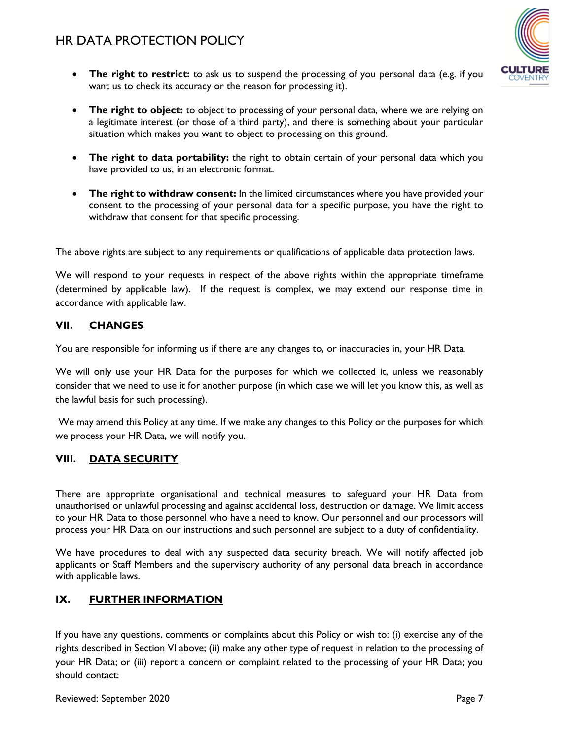- **The right to restrict:** to ask us to suspend the processing of you personal data (e.g. if you want us to check its accuracy or the reason for processing it).

- **The right to object:** to object to processing of your personal data, where we are relying on a legitimate interest (or those of a third party), and there is something about your particular situation which makes you want to object to processing on this ground.

- **The right to data portability:** the right to obtain certain of your personal data which you have provided to us, in an electronic format.

- **The right to withdraw consent:** In the limited circumstances where you have provided your consent to the processing of your personal data for a specific purpose, you have the right to withdraw that consent for that specific processing.

The above rights are subject to any requirements or qualifications of applicable data protection laws.

We will respond to your requests in respect of the above rights within the appropriate timeframe (determined by applicable law). If the request is complex, we may extend our response time in accordance with applicable law.

## VII. CHANGES

You are responsible for informing us if there are any changes to, or inaccuracies in, your HR Data.

We will only use your HR Data for the purposes for which we collected it, unless we reasonably consider that we need to use it for another purpose (in which case we will let you know this, as well as the lawful basis for such processing).

We may amend this Policy at any time. If we make any changes to this Policy or the purposes for which we process your HR Data, we will notify you.

## VIII. DATA SECURITY

There are appropriate organisational and technical measures to safeguard your HR Data from unauthorised or unlawful processing and against accidental loss, destruction or damage. We limit access to your HR Data to those personnel who have a need to know. Our personnel and our processors will process your HR Data on our instructions and such personnel are subject to a duty of confidentiality.

We have procedures to deal with any suspected data security breach. We will notify affected job applicants or Staff Members and the supervisory authority of any personal data breach in accordance with applicable laws.

## IX. FURTHER INFORMATION

If you have any questions, comments or complaints about this Policy or wish to: (i) exercise any of the rights described in Section VI above; (ii) make any other type of request in relation to the processing of your HR Data; or (iii) report a concern or complaint related to the processing of your HR Data; you should contact: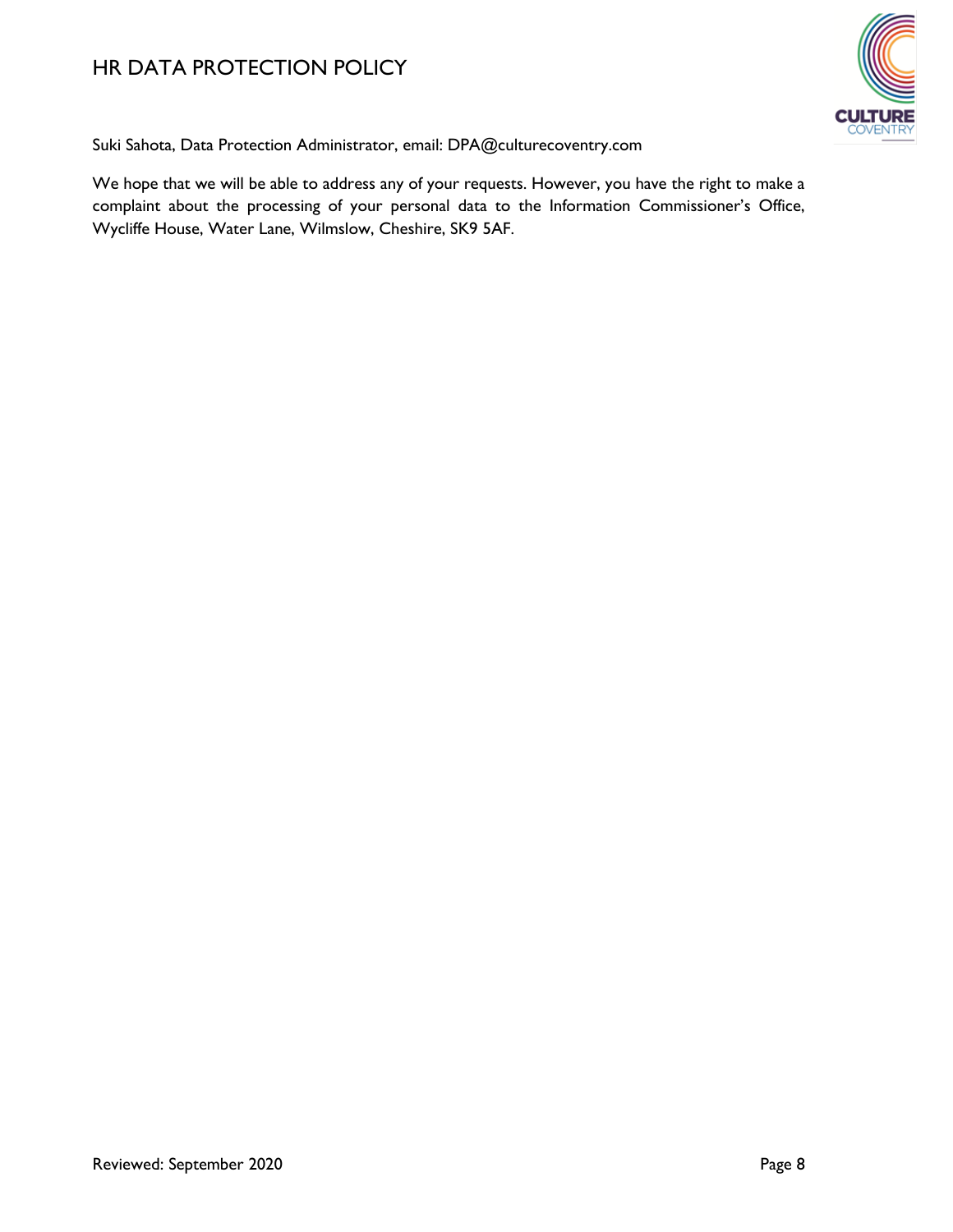Suki Sahota, Data Protection Administrator, email: DPA@culturecoventry.com

We hope that we will be able to address any of your requests. However, you have the right to make a complaint about the processing of your personal data to the Information Commissioner's Office, Wycliffe House, Water Lane, Wilmslow, Cheshire, SK9 5AF.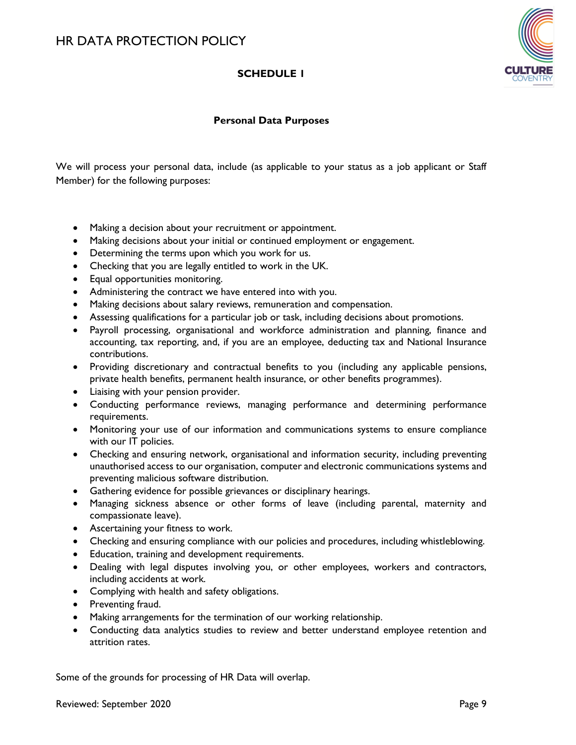## SCHEDULE 1

### Personal Data Purposes

We will process your personal data, include (as applicable to your status as a job applicant or Staff Member) for the following purposes:

- Making a decision about your recruitment or appointment.
- Making decisions about your initial or continued employment or engagement.
- Determining the terms upon which you work for us.
- Checking that you are legally entitled to work in the UK.
- Equal opportunities monitoring.
- Administering the contract we have entered into with you.
- Making decisions about salary reviews, remuneration and compensation.
- Assessing qualifications for a particular job or task, including decisions about promotions.
- Payroll processing, organisational and workforce administration and planning, finance and accounting, tax reporting, and, if you are an employee, deducting tax and National Insurance contributions.
- Providing discretionary and contractual benefits to you (including any applicable pensions, private health benefits, permanent health insurance, or other benefits programmes).
- Liaising with your pension provider.
- Conducting performance reviews, managing performance and determining performance requirements.
- Monitoring your use of our information and communications systems to ensure compliance with our IT policies.
- Checking and ensuring network, organisational and information security, including preventing unauthorised access to our organisation, computer and electronic communications systems and preventing malicious software distribution.
- Gathering evidence for possible grievances or disciplinary hearings.
- Managing sickness absence or other forms of leave (including parental, maternity and compassionate leave).
- Ascertaining your fitness to work.
- Checking and ensuring compliance with our policies and procedures, including whistleblowing.
- Education, training and development requirements.
- Dealing with legal disputes involving you, or other employees, workers and contractors, including accidents at work.
- Complying with health and safety obligations.
- Preventing fraud.
- Making arrangements for the termination of our working relationship.
- Conducting data analytics studies to review and better understand employee retention and attrition rates.

Some of the grounds for processing of HR Data will overlap.

Reviewed: September 2020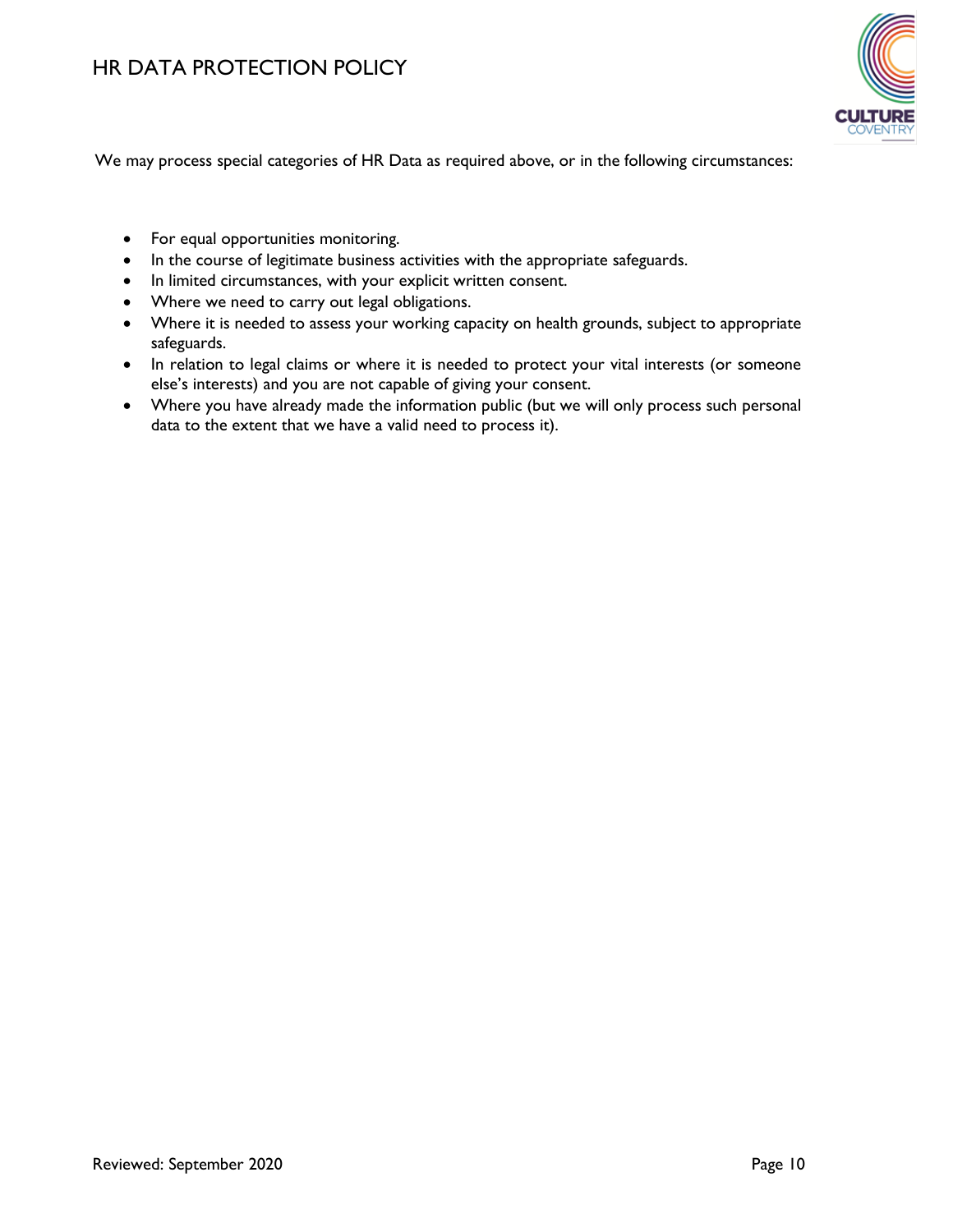We may process special categories of HR Data as required above, or in the following circumstances:

- For equal opportunities monitoring.
- In the course of legitimate business activities with the appropriate safeguards.
- In limited circumstances, with your explicit written consent.
- Where we need to carry out legal obligations.
- Where it is needed to assess your working capacity on health grounds, subject to appropriate safeguards.
- In relation to legal claims or where it is needed to protect your vital interests (or someone else's interests) and you are not capable of giving your consent.
- Where you have already made the information public (but we will only process such personal data to the extent that we have a valid need to process it).